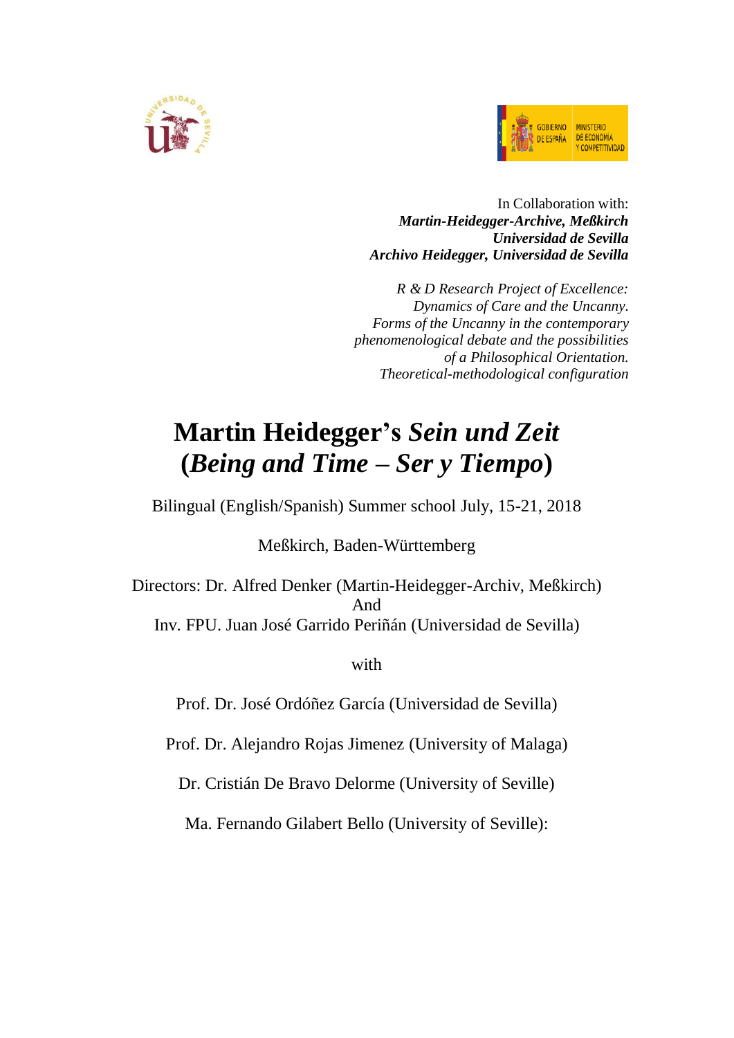In Collaboration with:
***Martin-Heidegger-Archive, Meßkirch***
***Universidad de Sevilla***
***Archivo Heidegger, Universidad de Sevilla***

*R & D Research Project of Excellence:*
*Dynamics of Care and the Uncanny.*
*Forms of the Uncanny in the contemporary*
*phenomenological debate and the possibilities*
*of a Philosophical Orientation.*
*Theoretical-methodological configuration*

# Martin Heidegger's *Sein und Zeit* (*Being and Time – Ser y Tiempo*)

Bilingual (English/Spanish) Summer school July, 15-21, 2018

Meßkirch, Baden-Württemberg

Directors: Dr. Alfred Denker (Martin-Heidegger-Archiv, Meßkirch)
And
Inv. FPU. Juan José Garrido Periñán (Universidad de Sevilla)

with

Prof. Dr. José Ordóñez García (Universidad de Sevilla)

Prof. Dr. Alejandro Rojas Jimenez (University of Malaga)

Dr. Cristián De Bravo Delorme (University of Seville)

Ma. Fernando Gilabert Bello (University of Seville):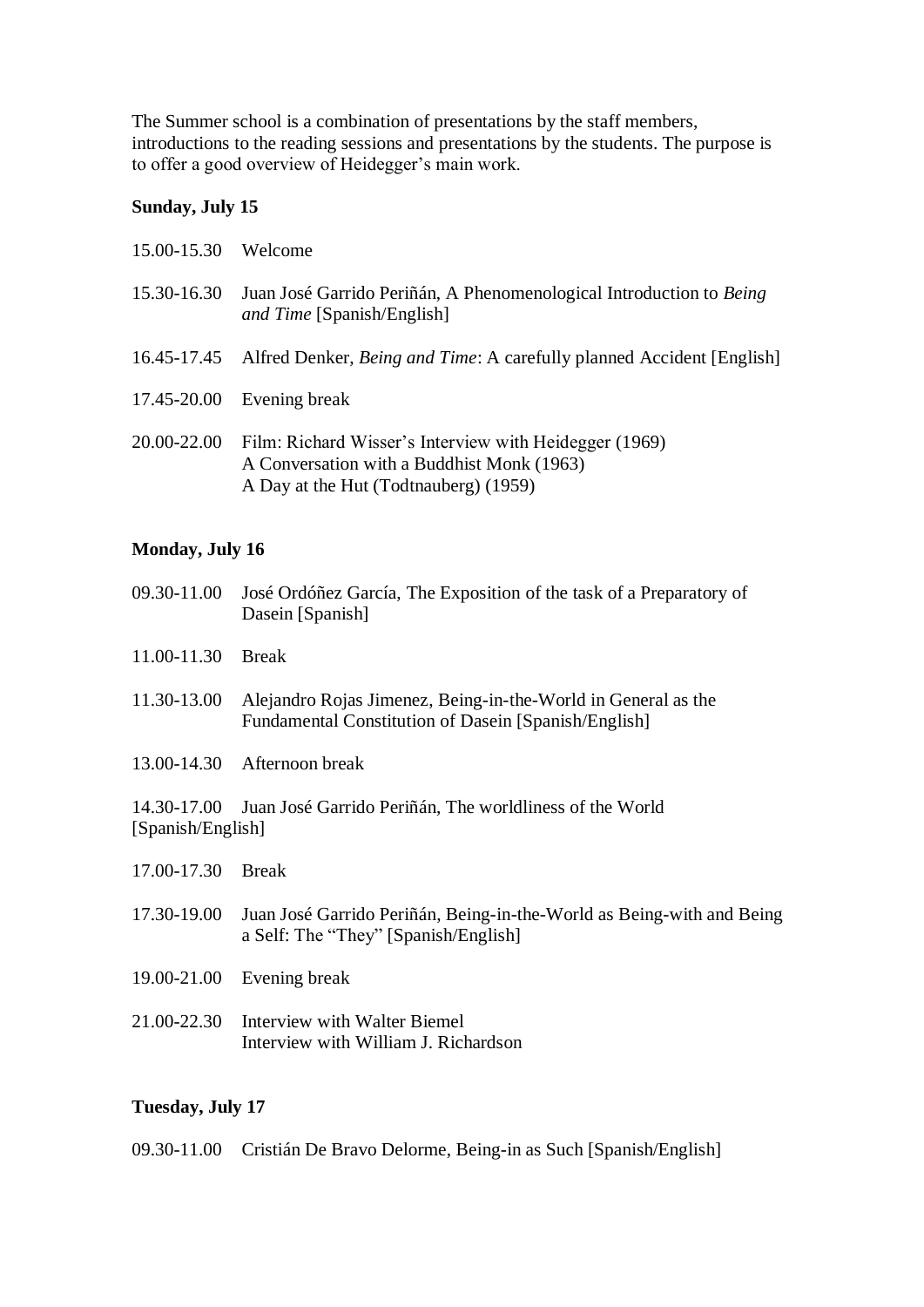The Summer school is a combination of presentations by the staff members, introductions to the reading sessions and presentations by the students. The purpose is to offer a good overview of Heidegger's main work.

**Sunday, July 15**

15.00-15.30 Welcome

15.30-16.30 Juan José Garrido Periñán, A Phenomenological Introduction to *Being and Time* [Spanish/English]

16.45-17.45 Alfred Denker, *Being and Time*: A carefully planned Accident [English]

17.45-20.00 Evening break

20.00-22.00 Film: Richard Wisser's Interview with Heidegger (1969)
A Conversation with a Buddhist Monk (1963)
A Day at the Hut (Todtnauberg) (1959)

**Monday, July 16**

09.30-11.00 José Ordóñez García, The Exposition of the task of a Preparatory of Dasein [Spanish]

11.00-11.30 Break

11.30-13.00 Alejandro Rojas Jimenez, Being-in-the-World in General as the Fundamental Constitution of Dasein [Spanish/English]

13.00-14.30 Afternoon break

14.30-17.00 Juan José Garrido Periñán, The worldliness of the World [Spanish/English]

17.00-17.30 Break

17.30-19.00 Juan José Garrido Periñán, Being-in-the-World as Being-with and Being a Self: The "They" [Spanish/English]

19.00-21.00 Evening break

21.00-22.30 Interview with Walter Biemel
Interview with William J. Richardson

**Tuesday, July 17**

09.30-11.00 Cristián De Bravo Delorme, Being-in as Such [Spanish/English]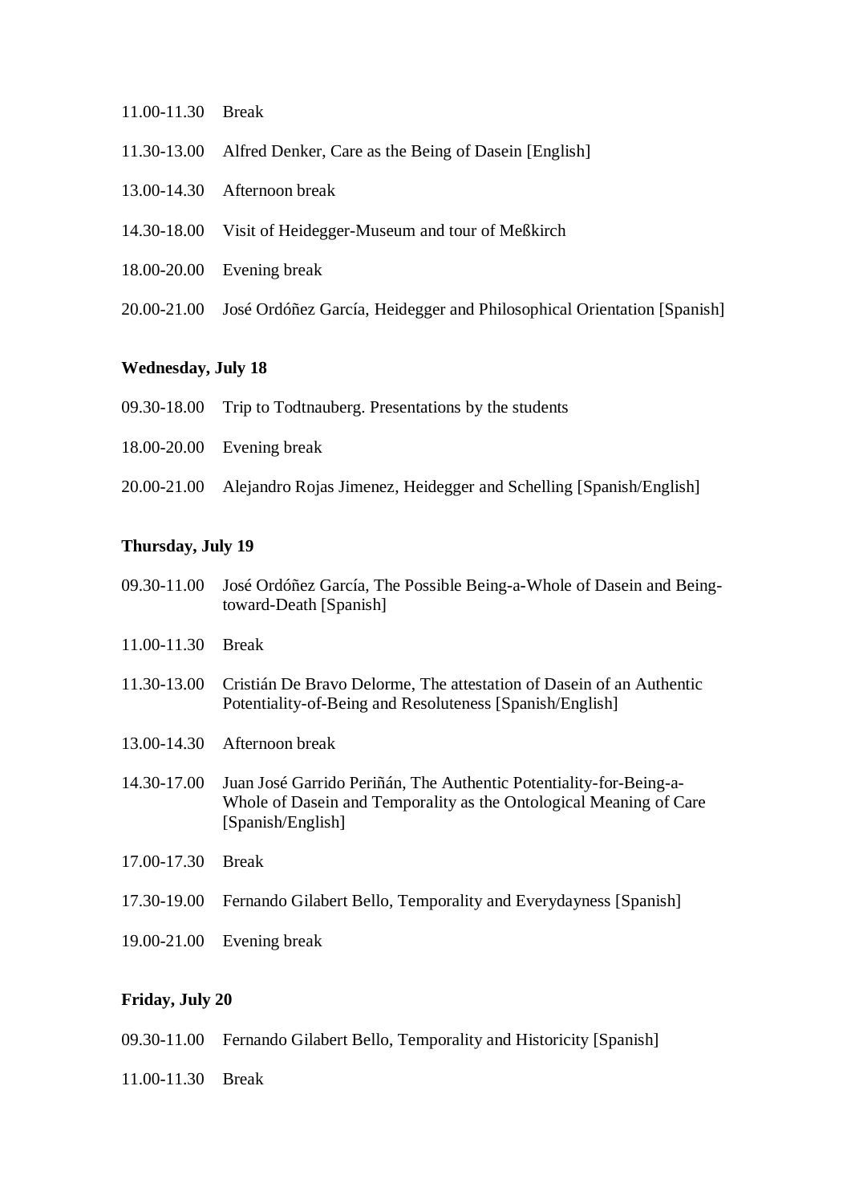11.00-11.30 Break

11.30-13.00 Alfred Denker, Care as the Being of Dasein [English]

13.00-14.30 Afternoon break

14.30-18.00 Visit of Heidegger-Museum and tour of Meßkirch

18.00-20.00 Evening break

20.00-21.00 José Ordóñez García, Heidegger and Philosophical Orientation [Spanish]

**Wednesday, July 18**

09.30-18.00 Trip to Todtnauberg. Presentations by the students

18.00-20.00 Evening break

20.00-21.00 Alejandro Rojas Jimenez, Heidegger and Schelling [Spanish/English]

**Thursday, July 19**

09.30-11.00 José Ordóñez García, The Possible Being-a-Whole of Dasein and Being-toward-Death [Spanish]

11.00-11.30 Break

11.30-13.00 Cristián De Bravo Delorme, The attestation of Dasein of an Authentic Potentiality-of-Being and Resoluteness [Spanish/English]

13.00-14.30 Afternoon break

14.30-17.00 Juan José Garrido Periñán, The Authentic Potentiality-for-Being-a-Whole of Dasein and Temporality as the Ontological Meaning of Care [Spanish/English]

17.00-17.30 Break

17.30-19.00 Fernando Gilabert Bello, Temporality and Everydayness [Spanish]

19.00-21.00 Evening break

**Friday, July 20**

09.30-11.00 Fernando Gilabert Bello, Temporality and Historicity [Spanish]

11.00-11.30 Break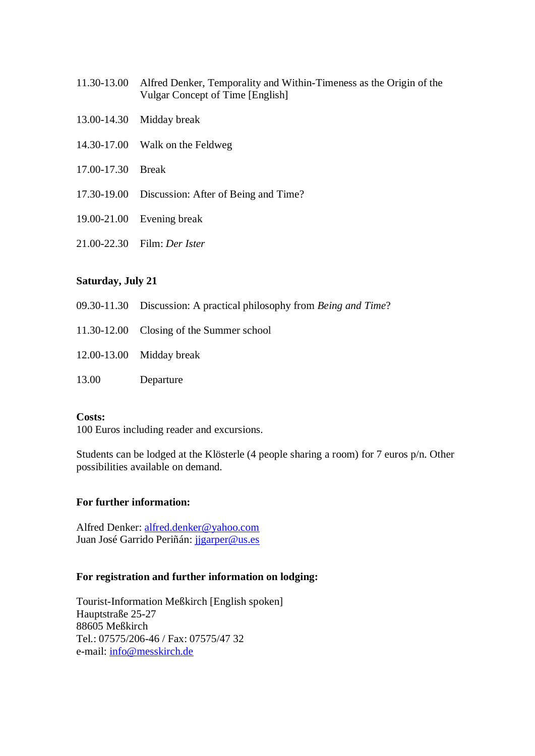11.30-13.00 Alfred Denker, Temporality and Within-Timeness as the Origin of the Vulgar Concept of Time [English]

13.00-14.30 Midday break

14.30-17.00 Walk on the Feldweg

17.00-17.30 Break

17.30-19.00 Discussion: After of Being and Time?

19.00-21.00 Evening break

21.00-22.30 Film: *Der Ister*

**Saturday, July 21**

09.30-11.30 Discussion: A practical philosophy from *Being and Time*?

11.30-12.00 Closing of the Summer school

12.00-13.00 Midday break

13.00 Departure

**Costs:**
100 Euros including reader and excursions.

Students can be lodged at the Klösterle (4 people sharing a room) for 7 euros p/n. Other possibilities available on demand.

**For further information:**

Alfred Denker: alfred.denker@yahoo.com
Juan José Garrido Periñán: jjgarper@us.es

**For registration and further information on lodging:**

Tourist-Information Meßkirch [English spoken]
Hauptstraße 25-27
88605 Meßkirch
Tel.: 07575/206-46 / Fax: 07575/47 32
e-mail: info@messkirch.de